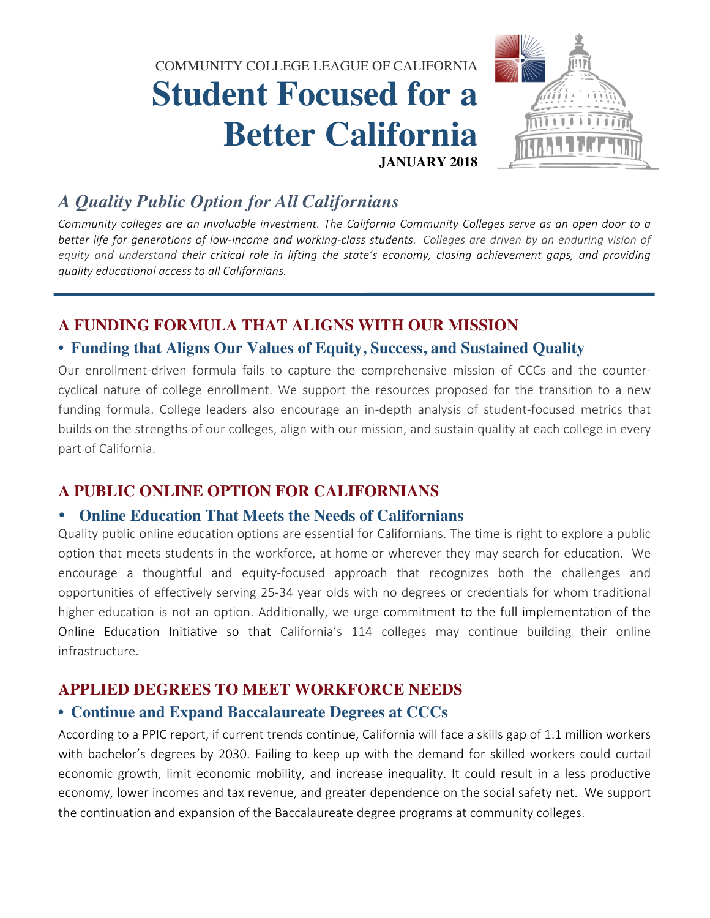COMMUNITY COLLEGE LEAGUE OF CALIFORNIA

# Student Focused for a Better California

**JANUARY 2018**

## *A Quality Public Option for All Californians*

*Community colleges are an invaluable investment. The California Community Colleges serve as an open door to a better life for generations of low-income and working-class students. Colleges are driven by an enduring vision of equity and understand their critical role in lifting the state's economy, closing achievement gaps, and providing quality educational access to all Californians.*

---

## A FUNDING FORMULA THAT ALIGNS WITH OUR MISSION

### • Funding that Aligns Our Values of Equity, Success, and Sustained Quality

Our enrollment-driven formula fails to capture the comprehensive mission of CCCs and the counter-cyclical nature of college enrollment. We support the resources proposed for the transition to a new funding formula. College leaders also encourage an in-depth analysis of student-focused metrics that builds on the strengths of our colleges, align with our mission, and sustain quality at each college in every part of California.

## A PUBLIC ONLINE OPTION FOR CALIFORNIANS

### • Online Education That Meets the Needs of Californians

Quality public online education options are essential for Californians. The time is right to explore a public option that meets students in the workforce, at home or wherever they may search for education. We encourage a thoughtful and equity-focused approach that recognizes both the challenges and opportunities of effectively serving 25-34 year olds with no degrees or credentials for whom traditional higher education is not an option. Additionally, we urge commitment to the full implementation of the Online Education Initiative so that California's 114 colleges may continue building their online infrastructure.

## APPLIED DEGREES TO MEET WORKFORCE NEEDS

### • Continue and Expand Baccalaureate Degrees at CCCs

According to a PPIC report, if current trends continue, California will face a skills gap of 1.1 million workers with bachelor's degrees by 2030. Failing to keep up with the demand for skilled workers could curtail economic growth, limit economic mobility, and increase inequality. It could result in a less productive economy, lower incomes and tax revenue, and greater dependence on the social safety net. We support the continuation and expansion of the Baccalaureate degree programs at community colleges.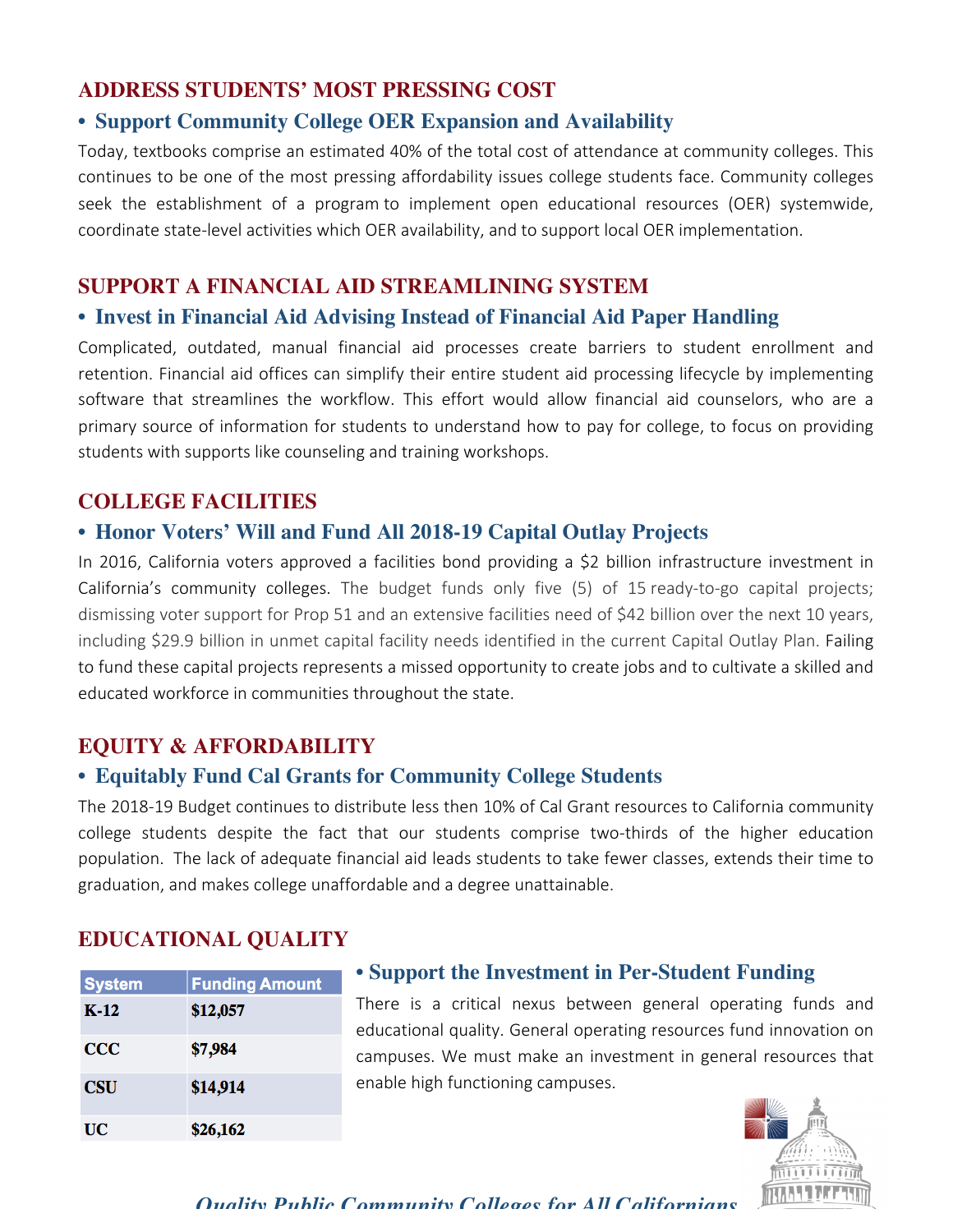## ADDRESS STUDENTS' MOST PRESSING COST

### • Support Community College OER Expansion and Availability

Today, textbooks comprise an estimated 40% of the total cost of attendance at community colleges. This continues to be one of the most pressing affordability issues college students face. Community colleges seek the establishment of a program to implement open educational resources (OER) systemwide, coordinate state-level activities which OER availability, and to support local OER implementation.

## SUPPORT A FINANCIAL AID STREAMLINING SYSTEM

### • Invest in Financial Aid Advising Instead of Financial Aid Paper Handling

Complicated, outdated, manual financial aid processes create barriers to student enrollment and retention. Financial aid offices can simplify their entire student aid processing lifecycle by implementing software that streamlines the workflow. This effort would allow financial aid counselors, who are a primary source of information for students to understand how to pay for college, to focus on providing students with supports like counseling and training workshops.

## COLLEGE FACILITIES

### • Honor Voters' Will and Fund All 2018-19 Capital Outlay Projects

In 2016, California voters approved a facilities bond providing a $2 billion infrastructure investment in California's community colleges. The budget funds only five (5) of 15 ready-to-go capital projects; dismissing voter support for Prop 51 and an extensive facilities need of $42 billion over the next 10 years, including $29.9 billion in unmet capital facility needs identified in the current Capital Outlay Plan. Failing to fund these capital projects represents a missed opportunity to create jobs and to cultivate a skilled and educated workforce in communities throughout the state.

## EQUITY & AFFORDABILITY

### • Equitably Fund Cal Grants for Community College Students

The 2018-19 Budget continues to distribute less then 10% of Cal Grant resources to California community college students despite the fact that our students comprise two-thirds of the higher education population. The lack of adequate financial aid leads students to take fewer classes, extends their time to graduation, and makes college unaffordable and a degree unattainable.

## EDUCATIONAL QUALITY

| System | Funding Amount |
|---|---|
| K-12 | $12,057 |
| CCC | $7,984 |
| CSU | $14,914 |
| UC | $26,162 |

### • Support the Investment in Per-Student Funding

There is a critical nexus between general operating funds and educational quality. General operating resources fund innovation on campuses. We must make an investment in general resources that enable high functioning campuses.

*Quality Public Community Colleges for All Californians*